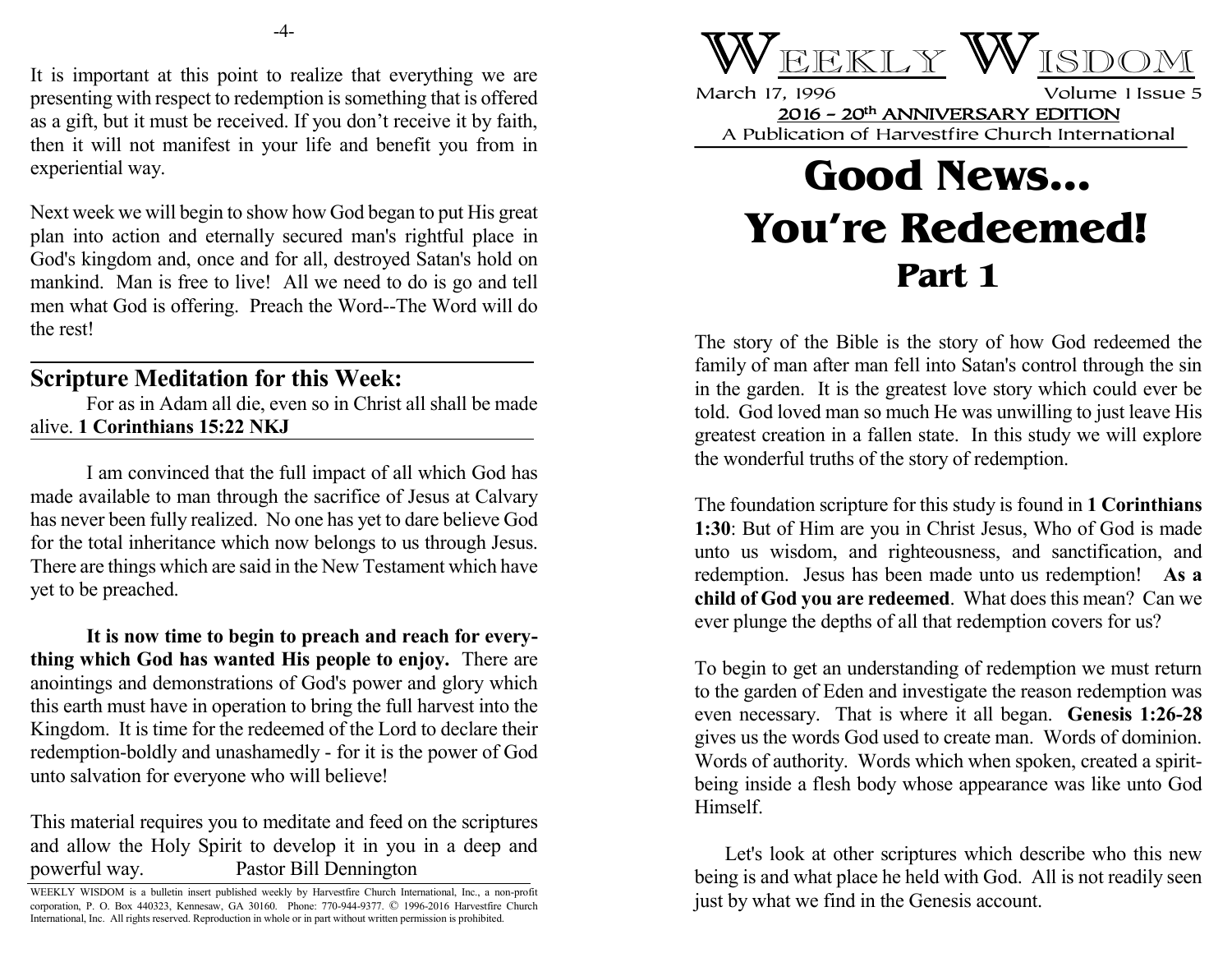# WEEKLY WISDOM

March 17, 1996 Volume 1 Issue 5

2016 – 20th ANNIVERSARY EDITION

A Publication of Harvestfire Church International

# Good News... You're Redeemed!

## Part 1

The story of the Bible is the story of how God redeemed the family of man after man fell into Satan's control through the sin in the garden. It is the greatest love story which could ever be told. God loved man so much He was unwilling to just leave His greatest creation in a fallen state. In this study we will explore the wonderful truths of the story of redemption.

The foundation scripture for this study is found in **1 Corinthians 1:30**: But of Him are you in Christ Jesus, Who of God is made unto us wisdom, and righteousness, and sanctification, and redemption. Jesus has been made unto us redemption! **As a child of God you are redeemed**. What does this mean? Can we ever plunge the depths of all that redemption covers for us?

To begin to get an understanding of redemption we must return to the garden of Eden and investigate the reason redemption was even necessary. That is where it all began. **Genesis 1:26-28** gives us the words God used to create man. Words of dominion. Words of authority. Words which when spoken, created a spirit-being inside a flesh body whose appearance was like unto God Himself.

Let's look at other scriptures which describe who this new being is and what place he held with God. All is not readily seen just by what we find in the Genesis account.

It is important at this point to realize that everything we are presenting with respect to redemption is something that is offered as a gift, but it must be received. If you don't receive it by faith, then it will not manifest in your life and benefit you from in experiential way.

Next week we will begin to show how God began to put His great plan into action and eternally secured man's rightful place in God's kingdom and, once and for all, destroyed Satan's hold on mankind. Man is free to live! All we need to do is go and tell men what God is offering. Preach the Word--The Word will do the rest!

## Scripture Meditation for this Week:

For as in Adam all die, even so in Christ all shall be made alive. **1 Corinthians 15:22 NKJ**

I am convinced that the full impact of all which God has made available to man through the sacrifice of Jesus at Calvary has never been fully realized. No one has yet to dare believe God for the total inheritance which now belongs to us through Jesus. There are things which are said in the New Testament which have yet to be preached.

**It is now time to begin to preach and reach for everything which God has wanted His people to enjoy.** There are anointings and demonstrations of God's power and glory which this earth must have in operation to bring the full harvest into the Kingdom. It is time for the redeemed of the Lord to declare their redemption-boldly and unashamedly - for it is the power of God unto salvation for everyone who will believe!

This material requires you to meditate and feed on the scriptures and allow the Holy Spirit to develop it in you in a deep and powerful way. Pastor Bill Dennington

WEEKLY WISDOM is a bulletin insert published weekly by Harvestfire Church International, Inc., a non-profit corporation, P. O. Box 440323, Kennesaw, GA 30160. Phone: 770-944-9377. © 1996-2016 Harvestfire Church International, Inc. All rights reserved. Reproduction in whole or in part without written permission is prohibited.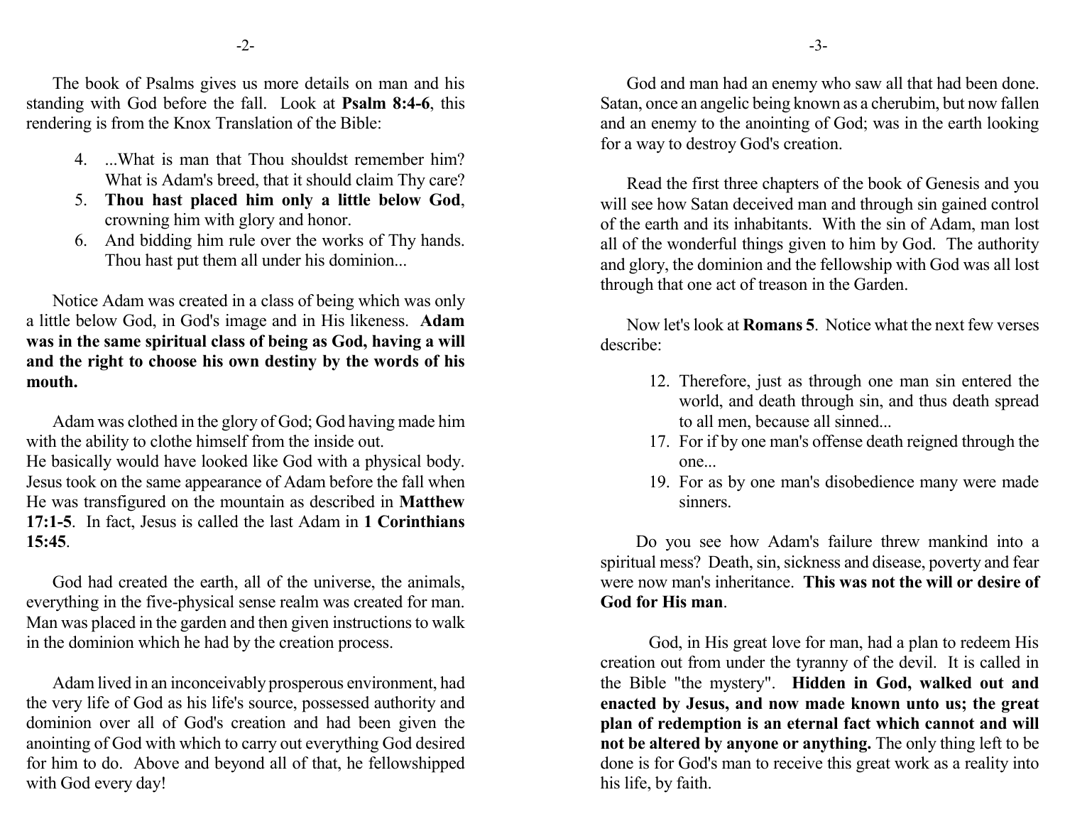The book of Psalms gives us more details on man and his standing with God before the fall. Look at **Psalm 8:4-6**, this rendering is from the Knox Translation of the Bible:

4. ...What is man that Thou shouldst remember him? What is Adam's breed, that it should claim Thy care?
5. **Thou hast placed him only a little below God**, crowning him with glory and honor.
6. And bidding him rule over the works of Thy hands. Thou hast put them all under his dominion...

Notice Adam was created in a class of being which was only a little below God, in God's image and in His likeness. **Adam was in the same spiritual class of being as God, having a will and the right to choose his own destiny by the words of his mouth.**

Adam was clothed in the glory of God; God having made him with the ability to clothe himself from the inside out.
He basically would have looked like God with a physical body. Jesus took on the same appearance of Adam before the fall when He was transfigured on the mountain as described in **Matthew 17:1-5**. In fact, Jesus is called the last Adam in **1 Corinthians 15:45**.

God had created the earth, all of the universe, the animals, everything in the five-physical sense realm was created for man. Man was placed in the garden and then given instructions to walk in the dominion which he had by the creation process.

Adam lived in an inconceivably prosperous environment, had the very life of God as his life's source, possessed authority and dominion over all of God's creation and had been given the anointing of God with which to carry out everything God desired for him to do. Above and beyond all of that, he fellowshipped with God every day!

God and man had an enemy who saw all that had been done. Satan, once an angelic being known as a cherubim, but now fallen and an enemy to the anointing of God; was in the earth looking for a way to destroy God's creation.

Read the first three chapters of the book of Genesis and you will see how Satan deceived man and through sin gained control of the earth and its inhabitants. With the sin of Adam, man lost all of the wonderful things given to him by God. The authority and glory, the dominion and the fellowship with God was all lost through that one act of treason in the Garden.

Now let's look at **Romans 5**. Notice what the next few verses describe:

12. Therefore, just as through one man sin entered the world, and death through sin, and thus death spread to all men, because all sinned...
17. For if by one man's offense death reigned through the one...
19. For as by one man's disobedience many were made sinners.

Do you see how Adam's failure threw mankind into a spiritual mess? Death, sin, sickness and disease, poverty and fear were now man's inheritance. **This was not the will or desire of God for His man**.

God, in His great love for man, had a plan to redeem His creation out from under the tyranny of the devil. It is called in the Bible "the mystery". **Hidden in God, walked out and enacted by Jesus, and now made known unto us; the great plan of redemption is an eternal fact which cannot and will not be altered by anyone or anything.** The only thing left to be done is for God's man to receive this great work as a reality into his life, by faith.